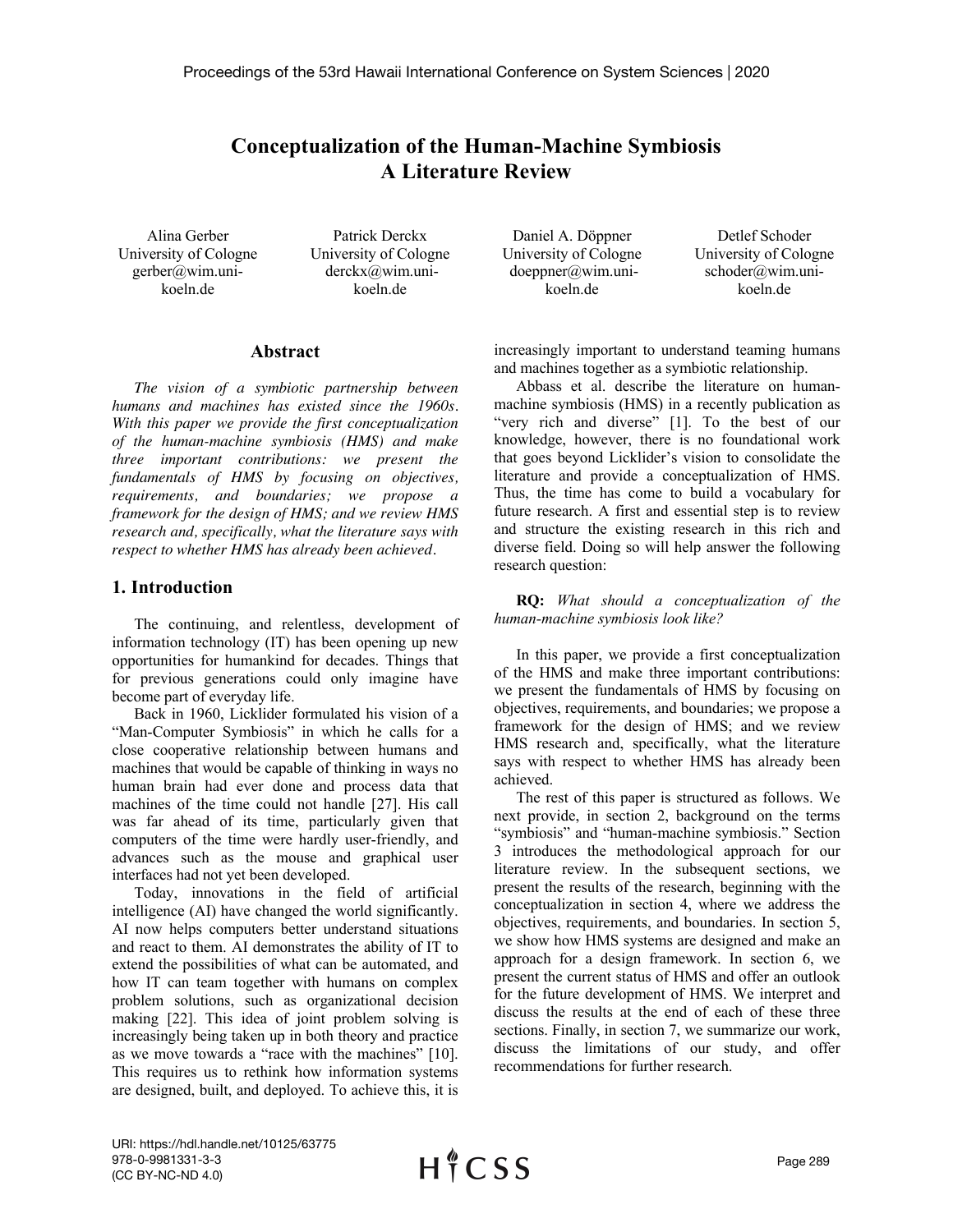# Conceptualization of the Human-Machine Symbiosis
# A Literature Review

Alina Gerber
University of Cologne
gerber@wim.uni-koeln.de

Patrick Derckx
University of Cologne
derckx@wim.uni-koeln.de

Daniel A. Döppner
University of Cologne
doeppner@wim.uni-koeln.de

Detlef Schoder
University of Cologne
schoder@wim.uni-koeln.de

## Abstract

*The vision of a symbiotic partnership between humans and machines has existed since the 1960s. With this paper we provide the first conceptualization of the human-machine symbiosis (HMS) and make three important contributions: we present the fundamentals of HMS by focusing on objectives, requirements, and boundaries; we propose a framework for the design of HMS; and we review HMS research and, specifically, what the literature says with respect to whether HMS has already been achieved.*

## 1. Introduction

The continuing, and relentless, development of information technology (IT) has been opening up new opportunities for humankind for decades. Things that for previous generations could only imagine have become part of everyday life.

Back in 1960, Licklider formulated his vision of a "Man-Computer Symbiosis" in which he calls for a close cooperative relationship between humans and machines that would be capable of thinking in ways no human brain had ever done and process data that machines of the time could not handle [27]. His call was far ahead of its time, particularly given that computers of the time were hardly user-friendly, and advances such as the mouse and graphical user interfaces had not yet been developed.

Today, innovations in the field of artificial intelligence (AI) have changed the world significantly. AI now helps computers better understand situations and react to them. AI demonstrates the ability of IT to extend the possibilities of what can be automated, and how IT can team together with humans on complex problem solutions, such as organizational decision making [22]. This idea of joint problem solving is increasingly being taken up in both theory and practice as we move towards a "race with the machines" [10]. This requires us to rethink how information systems are designed, built, and deployed. To achieve this, it is increasingly important to understand teaming humans and machines together as a symbiotic relationship.

Abbass et al. describe the literature on human-machine symbiosis (HMS) in a recently publication as "very rich and diverse" [1]. To the best of our knowledge, however, there is no foundational work that goes beyond Licklider's vision to consolidate the literature and provide a conceptualization of HMS. Thus, the time has come to build a vocabulary for future research. A first and essential step is to review and structure the existing research in this rich and diverse field. Doing so will help answer the following research question:

**RQ:** *What should a conceptualization of the human-machine symbiosis look like?*

In this paper, we provide a first conceptualization of the HMS and make three important contributions: we present the fundamentals of HMS by focusing on objectives, requirements, and boundaries; we propose a framework for the design of HMS; and we review HMS research and, specifically, what the literature says with respect to whether HMS has already been achieved.

The rest of this paper is structured as follows. We next provide, in section 2, background on the terms "symbiosis" and "human-machine symbiosis." Section 3 introduces the methodological approach for our literature review. In the subsequent sections, we present the results of the research, beginning with the conceptualization in section 4, where we address the objectives, requirements, and boundaries. In section 5, we show how HMS systems are designed and make an approach for a design framework. In section 6, we present the current status of HMS and offer an outlook for the future development of HMS. We interpret and discuss the results at the end of each of these three sections. Finally, in section 7, we summarize our work, discuss the limitations of our study, and offer recommendations for further research.

URI: https://hdl.handle.net/10125/63775
978-0-9981331-3-3
(CC BY-NC-ND 4.0)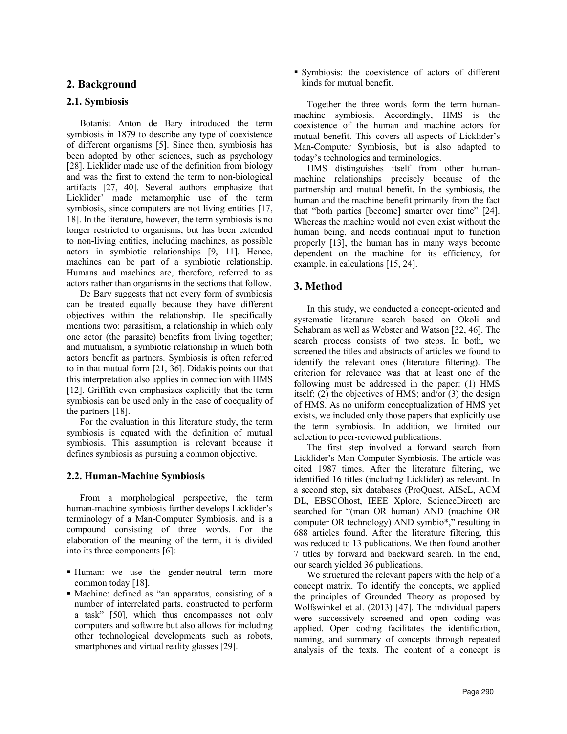## 2. Background

### 2.1. Symbiosis

Botanist Anton de Bary introduced the term symbiosis in 1879 to describe any type of coexistence of different organisms [5]. Since then, symbiosis has been adopted by other sciences, such as psychology [28]. Licklider made use of the definition from biology and was the first to extend the term to non-biological artifacts [27, 40]. Several authors emphasize that Licklider' made metamorphic use of the term symbiosis, since computers are not living entities [17, 18]. In the literature, however, the term symbiosis is no longer restricted to organisms, but has been extended to non-living entities, including machines, as possible actors in symbiotic relationships [9, 11]. Hence, machines can be part of a symbiotic relationship. Humans and machines are, therefore, referred to as actors rather than organisms in the sections that follow.

De Bary suggests that not every form of symbiosis can be treated equally because they have different objectives within the relationship. He specifically mentions two: parasitism, a relationship in which only one actor (the parasite) benefits from living together; and mutualism, a symbiotic relationship in which both actors benefit as partners. Symbiosis is often referred to in that mutual form [21, 36]. Didakis points out that this interpretation also applies in connection with HMS [12]. Griffith even emphasizes explicitly that the term symbiosis can be used only in the case of coequality of the partners [18].

For the evaluation in this literature study, the term symbiosis is equated with the definition of mutual symbiosis. This assumption is relevant because it defines symbiosis as pursuing a common objective.

### 2.2. Human-Machine Symbiosis

From a morphological perspective, the term human-machine symbiosis further develops Licklider's terminology of a Man-Computer Symbiosis. and is a compound consisting of three words. For the elaboration of the meaning of the term, it is divided into its three components [6]:

- Human: we use the gender-neutral term more common today [18].
- Machine: defined as "an apparatus, consisting of a number of interrelated parts, constructed to perform a task" [50], which thus encompasses not only computers and software but also allows for including other technological developments such as robots, smartphones and virtual reality glasses [29].
- Symbiosis: the coexistence of actors of different kinds for mutual benefit.

Together the three words form the term human-machine symbiosis. Accordingly, HMS is the coexistence of the human and machine actors for mutual benefit. This covers all aspects of Licklider's Man-Computer Symbiosis, but is also adapted to today's technologies and terminologies.

HMS distinguishes itself from other human-machine relationships precisely because of the partnership and mutual benefit. In the symbiosis, the human and the machine benefit primarily from the fact that "both parties [become] smarter over time" [24]. Whereas the machine would not even exist without the human being, and needs continual input to function properly [13], the human has in many ways become dependent on the machine for its efficiency, for example, in calculations [15, 24].

## 3. Method

In this study, we conducted a concept-oriented and systematic literature search based on Okoli and Schabram as well as Webster and Watson [32, 46]. The search process consists of two steps. In both, we screened the titles and abstracts of articles we found to identify the relevant ones (literature filtering). The criterion for relevance was that at least one of the following must be addressed in the paper: (1) HMS itself; (2) the objectives of HMS; and/or (3) the design of HMS. As no uniform conceptualization of HMS yet exists, we included only those papers that explicitly use the term symbiosis. In addition, we limited our selection to peer-reviewed publications.

The first step involved a forward search from Licklider's Man-Computer Symbiosis. The article was cited 1987 times. After the literature filtering, we identified 16 titles (including Licklider) as relevant. In a second step, six databases (ProQuest, AISeL, ACM DL, EBSCOhost, IEEE Xplore, ScienceDirect) are searched for "(man OR human) AND (machine OR computer OR technology) AND symbio*," resulting in 688 articles found. After the literature filtering, this was reduced to 13 publications. We then found another 7 titles by forward and backward search. In the end, our search yielded 36 publications.

We structured the relevant papers with the help of a concept matrix. To identify the concepts, we applied the principles of Grounded Theory as proposed by Wolfswinkel et al. (2013) [47]. The individual papers were successively screened and open coding was applied. Open coding facilitates the identification, naming, and summary of concepts through repeated analysis of the texts. The content of a concept is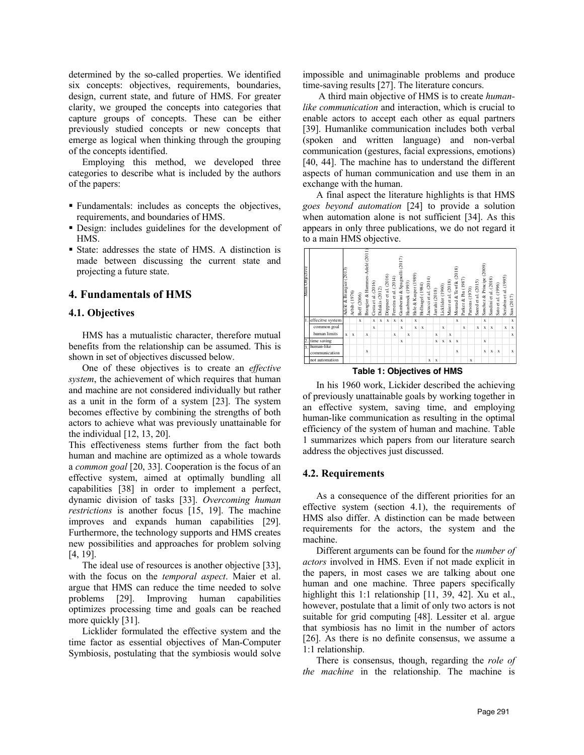determined by the so-called properties. We identified six concepts: objectives, requirements, boundaries, design, current state, and future of HMS. For greater clarity, we grouped the concepts into categories that capture groups of concepts. These can be either previously studied concepts or new concepts that emerge as logical when thinking through the grouping of the concepts identified.

Employing this method, we developed three categories to describe what is included by the authors of the papers:

- Fundamentals: includes as concepts the objectives, requirements, and boundaries of HMS.
- Design: includes guidelines for the development of HMS.
- State: addresses the state of HMS. A distinction is made between discussing the current state and projecting a future state.

# 4. Fundamentals of HMS

## 4.1. Objectives

HMS has a mutualistic character, therefore mutual benefits from the relationship can be assumed. This is shown in set of objectives discussed below.

One of these objectives is to create an *effective system*, the achievement of which requires that human and machine are not considered individually but rather as a unit in the form of a system [23]. The system becomes effective by combining the strengths of both actors to achieve what was previously unattainable for the individual [12, 13, 20].

This effectiveness stems further from the fact both human and machine are optimized as a whole towards a *common goal* [20, 33]. Cooperation is the focus of an effective system, aimed at optimally bundling all capabilities [38] in order to implement a perfect, dynamic division of tasks [33]. *Overcoming human restrictions* is another focus [15, 19]. The machine improves and expands human capabilities [29]. Furthermore, the technology supports and HMS creates new possibilities and approaches for problem solving [4, 19].

The ideal use of resources is another objective [33], with the focus on the *temporal aspect*. Maier et al. argue that HMS can reduce the time needed to solve problems [29]. Improving human capabilities optimizes processing time and goals can be reached more quickly [31].

Licklider formulated the effective system and the time factor as essential objectives of Man-Computer Symbiosis, postulating that the symbiosis would solve impossible and unimaginable problems and produce time-saving results [27]. The literature concurs.

A third main objective of HMS is to create *human-like communication* and interaction, which is crucial to enable actors to accept each other as equal partners [39]. Humanlike communication includes both verbal (spoken and written language) and non-verbal communication (gestures, facial expressions, emotions) [40, 44]. The machine has to understand the different aspects of human communication and use them in an exchange with the human.

A final aspect the literature highlights is that HMS *goes beyond automation* [24] to provide a solution when automation alone is not sufficient [34]. As this appears in only three publications, we do not regard it to a main HMS objective.

| Main Objective | | Adelé & Brangier (2013) | Arbib (1976) | Boff (2006) | Brangier & Hammes-Adelé (2011) | Costa et al. (2016) | Dalakis (2012) | Döppner et al. (2016) | Ferreira et al. (2014) | Gamberini & Spagnolli (2017) | Hassbroek (1993) | Hale & Kasper (1989) | Hollnagel (1984) | Jacucci et al. (2014) | Jarrahi (2018) | Licklider (1960) | Maier et al. (2018) | Mourad & Tewfik (2018) | Parker & Pin (1987) | Parsons (1970) | Saeed et al. (2015) | Sanchez & Principe (2009) | Sandini et al. (2018) | Sato et al. (1996) | Scriabin et al. (1995) | Sun (2017) |
|---|---|---|---|---|---|---|---|---|---|---|---|---|---|---|---|---|---|---|---|---|---|---|---|---|---|---|
| 1. | effecitve system | | | x | | x | x | x | x | x | | x | | | | | | x | | | | x | | | | x |
| | common goal | | | | | x | | | | x | | x | x | | | x | | | x | | x | x | x | | x | x |
| | human limits | x | x | x | | | | | x | | x | | | | x | | x | | | | | | | | | x |
| 2. | time saving | | | | | | | | | x | | | | | x | x | x | x | | | | x | | | | |
| 3. | human-like communication | | | | x | | | | | | | | | | | | | x | | | | x | x | x | | x |
| | not automation | | | | | | | | | | | | | x | x | | | | | x | | | | | | |

**Table 1: Objectives of HMS**

In his 1960 work, Lickider described the achieving of previously unattainable goals by working together in an effective system, saving time, and employing human-like communication as resulting in the optimal efficiency of the system of human and machine. Table 1 summarizes which papers from our literature search address the objectives just discussed.

## 4.2. Requirements

As a consequence of the different priorities for an effective system (section 4.1), the requirements of HMS also differ. A distinction can be made between requirements for the actors, the system and the machine.

Different arguments can be found for the *number of actors* involved in HMS. Even if not made explicit in the papers, in most cases we are talking about one human and one machine. Three papers specifically highlight this 1:1 relationship [11, 39, 42]. Xu et al., however, postulate that a limit of only two actors is not suitable for grid computing [48]. Lessiter et al. argue that symbiosis has no limit in the number of actors [26]. As there is no definite consensus, we assume a 1:1 relationship.

There is consensus, though, regarding the *role of the machine* in the relationship. The machine is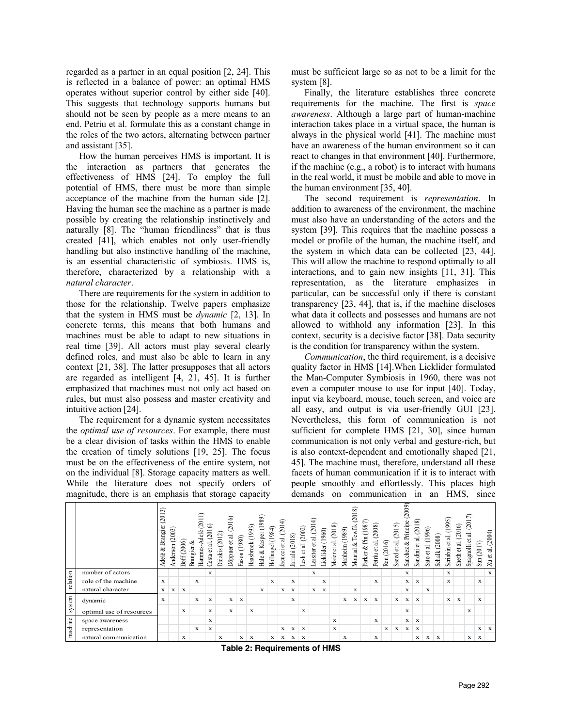regarded as a partner in an equal position [2, 24]. This is reflected in a balance of power: an optimal HMS operates without superior control by either side [40]. This suggests that technology supports humans but should not be seen by people as a mere means to an end. Petriu et al. formulate this as a constant change in the roles of the two actors, alternating between partner and assistant [35].

How the human perceives HMS is important. It is the interaction as partners that generates the effectiveness of HMS [24]. To employ the full potential of HMS, there must be more than simple acceptance of the machine from the human side [2]. Having the human see the machine as a partner is made possible by creating the relationship instinctively and naturally [8]. The "human friendliness" that is thus created [41], which enables not only user-friendly handling but also instinctive handling of the machine, is an essential characteristic of symbiosis. HMS is, therefore, characterized by a relationship with a *natural character*.

There are requirements for the system in addition to those for the relationship. Twelve papers emphasize that the system in HMS must be *dynamic* [2, 13]. In concrete terms, this means that both humans and machines must be able to adapt to new situations in real time [39]. All actors must play several clearly defined roles, and must also be able to learn in any context [21, 38]. The latter presupposes that all actors are regarded as intelligent [4, 21, 45]. It is further emphasized that machines must not only act based on rules, but must also possess and master creativity and intuitive action [24].

The requirement for a dynamic system necessitates the *optimal use of resources*. For example, there must be a clear division of tasks within the HMS to enable the creation of timely solutions [19, 25]. The focus must be on the effectiveness of the entire system, not on the individual [8]. Storage capacity matters as well. While the literature does not specify orders of magnitude, there is an emphasis that storage capacity must be sufficient large so as not to be a limit for the system [8].

Finally, the literature establishes three concrete requirements for the machine. The first is *space awareness*. Although a large part of human-machine interaction takes place in a virtual space, the human is always in the physical world [41]. The machine must have an awareness of the human environment so it can react to changes in that environment [40]. Furthermore, if the machine (e.g., a robot) is to interact with humans in the real world, it must be mobile and able to move in the human environment [35, 40].

The second requirement is *representation*. In addition to awareness of the environment, the machine must also have an understanding of the actors and the system [39]. This requires that the machine possess a model or profile of the human, the machine itself, and the system in which data can be collected [23, 44]. This will allow the machine to respond optimally to all interactions, and to gain new insights [11, 31]. This representation, as the literature emphasizes in particular, can be successful only if there is constant transparency [23, 44], that is, if the machine discloses what data it collects and possesses and humans are not allowed to withhold any information [23]. In this context, security is a decisive factor [38]. Data security is the condition for transparency within the system.

*Communication*, the third requirement, is a decisive quality factor in HMS [14].When Licklider formulated the Man-Computer Symbiosis in 1960, there was not even a computer mouse to use for input [40]. Today, input via keyboard, mouse, touch screen, and voice are all easy, and output is via user-friendly GUI [23]. Nevertheless, this form of communication is not sufficient for complete HMS [21, 30], since human communication is not only verbal and gesture-rich, but is also context-dependent and emotionally shaped [21, 45]. The machine must, therefore, understand all these facets of human communication if it is to interact with people smoothly and effortlessly. This places high demands on communication in an HMS, since

| | | Adelé & Brangier (2013) | Anderson (2003) | Boff (2006) | Brangier & Hammes-Adelé (2011) | Cesta et al. (2016) | Didakis (2012) | Döppner et al. (2016) | Eason (1980) | Haasbroek (1993) | Hale & Kasper (1989) | Hollnagel (1984) | Jacucci et al. (2014) | Jarrahi (2018) | Lesh et al. (2002) | Lessiter et al. (2014) | Licklider (1960) | Maier et al. (2018) | Manheim (1989) | Mourad & Tewfik (2018) | Parker & Pin (1987) | Petriu et al. (2008) | Ren (2016) | Saeed et al. (2015) | Sanchez & Principe (2009) | Sandini et al. (2018) | Sato et al. (1996) | Schalk (2008) | Scriabin et al. (1995) | Sheth et al. (2016) | Spagnolli et al. (2017) | Sun (2017) | Xu et al. (2004) |
|---|---|---|---|---|---|---|---|---|---|---|---|---|---|---|---|---|---|---|---|---|---|---|---|---|---|---|---|---|---|---|---|---|---|
| relation | number of actors | | | | | x | | | | | | | | | | x | | | | | | | | | x | | | | x | | | | x |
| | role of the machine | x | | | x | | | | | | | x | | x | | | x | | | | | x | | | x | x | | | x | | | x | |
| | natural character | x | x | x | | | | | | | x | | x | x | | x | x | | | x | | | | | x | | x | | | | | | |
| system | dynamic | x | | | x | x | | x | x | | | | | x | | | | | x | x | x | x | | x | x | x | | | x | x | | x | |
| | optimal use of resources | | | x | | x | | x | | x | | | | | x | | | | | | | | | | x | | | | | | x | | |
| machine | space awareness | | | | | x | | | | | | | | | | | | x | | | | x | | | x | x | | | | | | | |
| | representation | | | | x | x | | | | | | | x | x | x | | | x | | | | | x | x | x | x | | | | | | x | x |
| | natural communication | | | x | | | x | | x | x | | x | x | x | x | | | | x | | | x | | | | x | x | x | | | x | x | |

**Table 2: Requirements of HMS**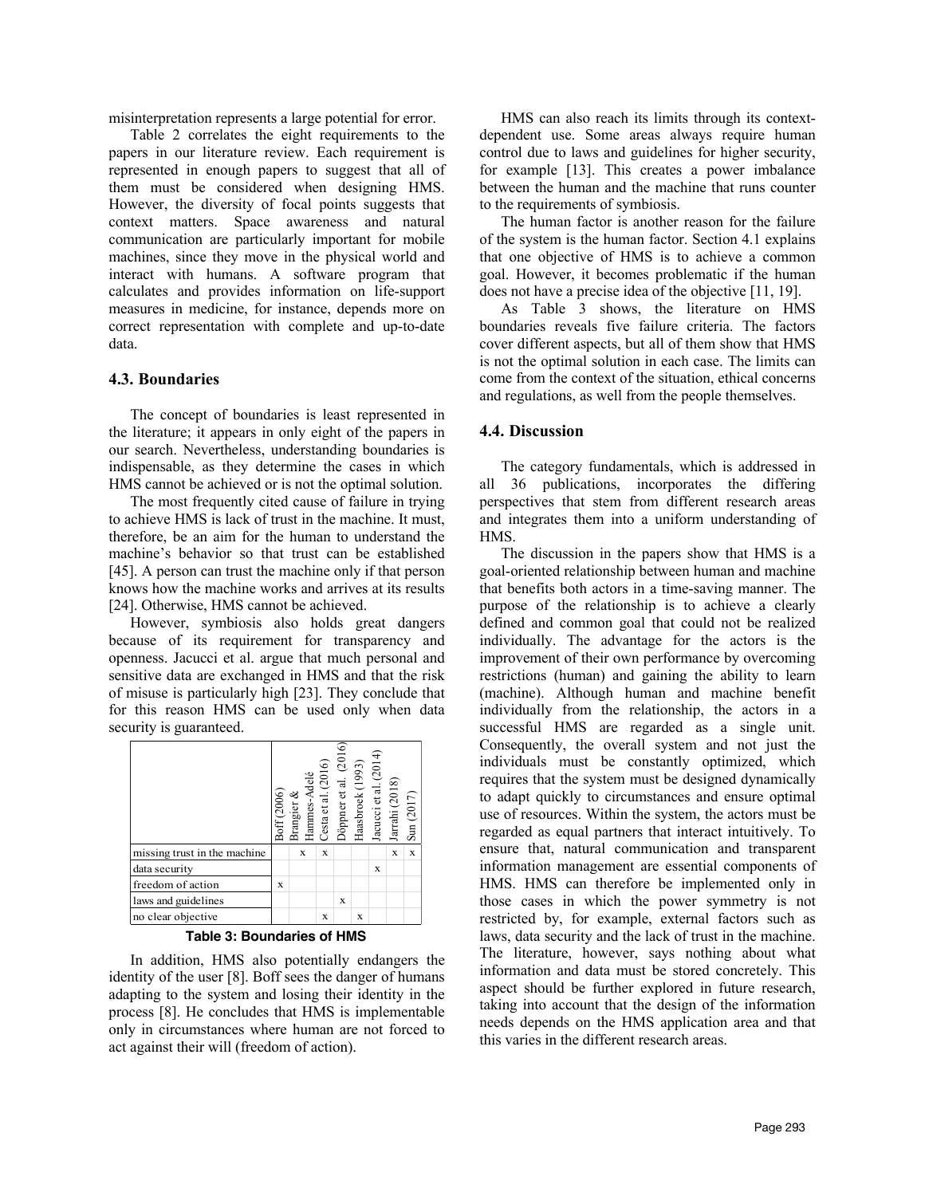misinterpretation represents a large potential for error.

Table 2 correlates the eight requirements to the papers in our literature review. Each requirement is represented in enough papers to suggest that all of them must be considered when designing HMS. However, the diversity of focal points suggests that context matters. Space awareness and natural communication are particularly important for mobile machines, since they move in the physical world and interact with humans. A software program that calculates and provides information on life-support measures in medicine, for instance, depends more on correct representation with complete and up-to-date data.

### 4.3. Boundaries

The concept of boundaries is least represented in the literature; it appears in only eight of the papers in our search. Nevertheless, understanding boundaries is indispensable, as they determine the cases in which HMS cannot be achieved or is not the optimal solution.

The most frequently cited cause of failure in trying to achieve HMS is lack of trust in the machine. It must, therefore, be an aim for the human to understand the machine's behavior so that trust can be established [45]. A person can trust the machine only if that person knows how the machine works and arrives at its results [24]. Otherwise, HMS cannot be achieved.

However, symbiosis also holds great dangers because of its requirement for transparency and openness. Jacucci et al. argue that much personal and sensitive data are exchanged in HMS and that the risk of misuse is particularly high [23]. They conclude that for this reason HMS can be used only when data security is guaranteed.

| | Boff (2006) | Brangier & Hammes-Adelé | Cesta et al. (2016) | Döppner et al. (2016) | Haasbroek (1993) | Jacucci et al. (2014) | Jarrahi (2018) | Sun (2017) |
|---|---|---|---|---|---|---|---|---|
| missing trust in the machine | | x | x | | | | x | x |
| data security | | | | | | x | | |
| freedom of action | x | | | | | | | |
| laws and guidelines | | | | x | | | | |
| no clear objective | | | x | | x | | | |

**Table 3: Boundaries of HMS**

In addition, HMS also potentially endangers the identity of the user [8]. Boff sees the danger of humans adapting to the system and losing their identity in the process [8]. He concludes that HMS is implementable only in circumstances where human are not forced to act against their will (freedom of action).

HMS can also reach its limits through its context-dependent use. Some areas always require human control due to laws and guidelines for higher security, for example [13]. This creates a power imbalance between the human and the machine that runs counter to the requirements of symbiosis.

The human factor is another reason for the failure of the system is the human factor. Section 4.1 explains that one objective of HMS is to achieve a common goal. However, it becomes problematic if the human does not have a precise idea of the objective [11, 19].

As Table 3 shows, the literature on HMS boundaries reveals five failure criteria. The factors cover different aspects, but all of them show that HMS is not the optimal solution in each case. The limits can come from the context of the situation, ethical concerns and regulations, as well from the people themselves.

### 4.4. Discussion

The category fundamentals, which is addressed in all 36 publications, incorporates the differing perspectives that stem from different research areas and integrates them into a uniform understanding of HMS.

The discussion in the papers show that HMS is a goal-oriented relationship between human and machine that benefits both actors in a time-saving manner. The purpose of the relationship is to achieve a clearly defined and common goal that could not be realized individually. The advantage for the actors is the improvement of their own performance by overcoming restrictions (human) and gaining the ability to learn (machine). Although human and machine benefit individually from the relationship, the actors in a successful HMS are regarded as a single unit. Consequently, the overall system and not just the individuals must be constantly optimized, which requires that the system must be designed dynamically to adapt quickly to circumstances and ensure optimal use of resources. Within the system, the actors must be regarded as equal partners that interact intuitively. To ensure that, natural communication and transparent information management are essential components of HMS. HMS can therefore be implemented only in those cases in which the power symmetry is not restricted by, for example, external factors such as laws, data security and the lack of trust in the machine. The literature, however, says nothing about what information and data must be stored concretely. This aspect should be further explored in future research, taking into account that the design of the information needs depends on the HMS application area and that this varies in the different research areas.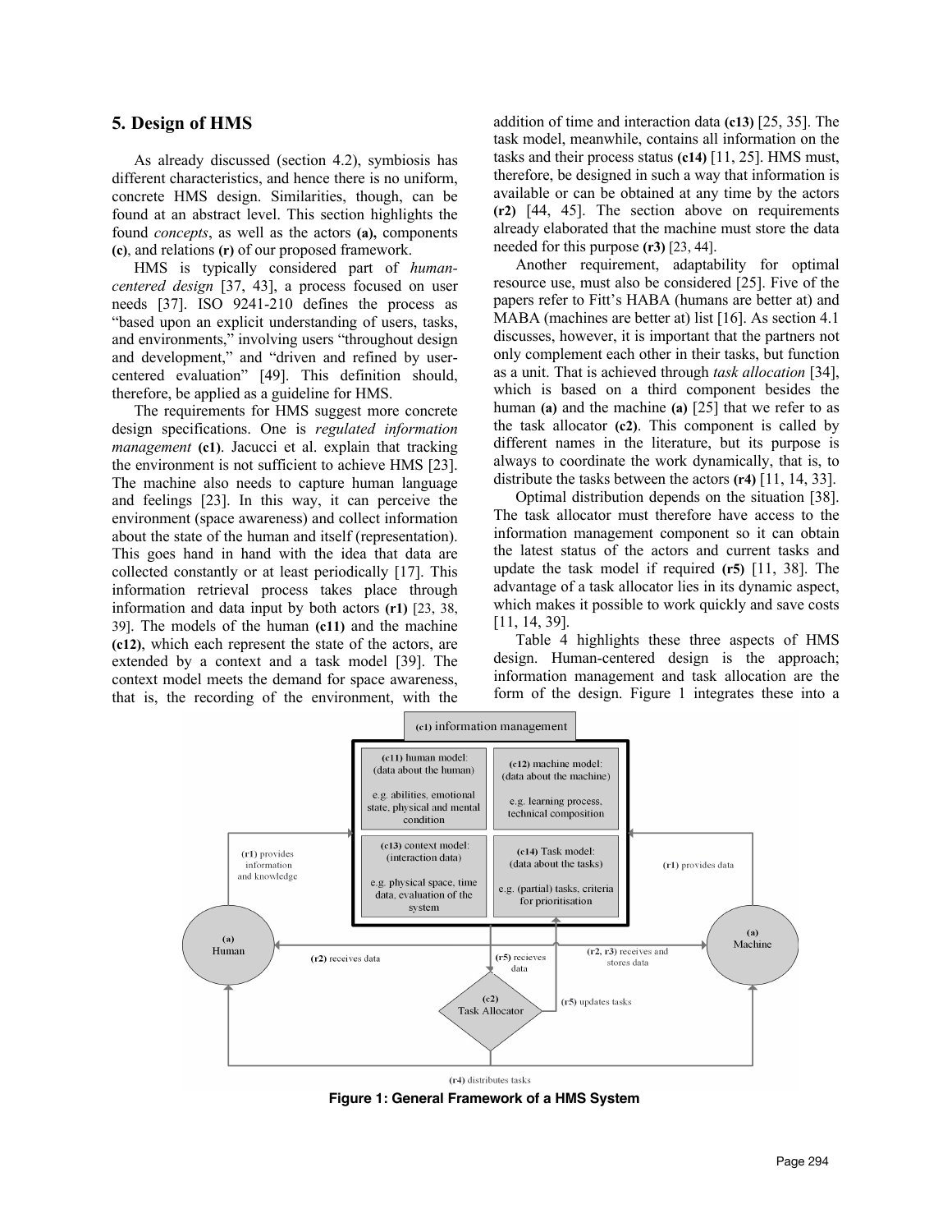## 5. Design of HMS

As already discussed (section 4.2), symbiosis has different characteristics, and hence there is no uniform, concrete HMS design. Similarities, though, can be found at an abstract level. This section highlights the found *concepts*, as well as the actors **(a),** components **(c)**, and relations **(r)** of our proposed framework.

HMS is typically considered part of *human-centered design* [37, 43], a process focused on user needs [37]. ISO 9241-210 defines the process as "based upon an explicit understanding of users, tasks, and environments," involving users "throughout design and development," and "driven and refined by user-centered evaluation" [49]. This definition should, therefore, be applied as a guideline for HMS.

The requirements for HMS suggest more concrete design specifications. One is *regulated information management* **(c1)**. Jacucci et al. explain that tracking the environment is not sufficient to achieve HMS [23]. The machine also needs to capture human language and feelings [23]. In this way, it can perceive the environment (space awareness) and collect information about the state of the human and itself (representation). This goes hand in hand with the idea that data are collected constantly or at least periodically [17]. This information retrieval process takes place through information and data input by both actors **(r1)** [23, 38, 39]. The models of the human **(c11)** and the machine **(c12)**, which each represent the state of the actors, are extended by a context and a task model [39]. The context model meets the demand for space awareness, that is, the recording of the environment, with the addition of time and interaction data **(c13)** [25, 35]. The task model, meanwhile, contains all information on the tasks and their process status **(c14)** [11, 25]. HMS must, therefore, be designed in such a way that information is available or can be obtained at any time by the actors **(r2)** [44, 45]. The section above on requirements already elaborated that the machine must store the data needed for this purpose **(r3)** [23, 44].

Another requirement, adaptability for optimal resource use, must also be considered [25]. Five of the papers refer to Fitt's HABA (humans are better at) and MABA (machines are better at) list [16]. As section 4.1 discusses, however, it is important that the partners not only complement each other in their tasks, but function as a unit. That is achieved through *task allocation* [34], which is based on a third component besides the human **(a)** and the machine **(a)** [25] that we refer to as the task allocator **(c2)**. This component is called by different names in the literature, but its purpose is always to coordinate the work dynamically, that is, to distribute the tasks between the actors **(r4)** [11, 14, 33].

Optimal distribution depends on the situation [38]. The task allocator must therefore have access to the information management component so it can obtain the latest status of the actors and current tasks and update the task model if required **(r5)** [11, 38]. The advantage of a task allocator lies in its dynamic aspect, which makes it possible to work quickly and save costs [11, 14, 39].

Table 4 highlights these three aspects of HMS design. Human-centered design is the approach; information management and task allocation are the form of the design. Figure 1 integrates these into a

(c1) information management

(c11) human model: (data about the human) e.g. abilities, emotional state, physical and mental condition

(c12) machine model: (data about the machine) e.g. learning process, technical composition

(c13) context model: (interaction data) e.g. physical space, time data, evaluation of the system

(c14) Task model: (data about the tasks) e.g. (partial) tasks, criteria for prioritisation

(a) Human — (r1) provides information and knowledge; (r2) receives data

(a) Machine — (r1) provides data; (r2, r3) receives and stores data

(c2) Task Allocator — (r5) recieves data; (r5) updates tasks; (r4) distributes tasks

**Figure 1: General Framework of a HMS System**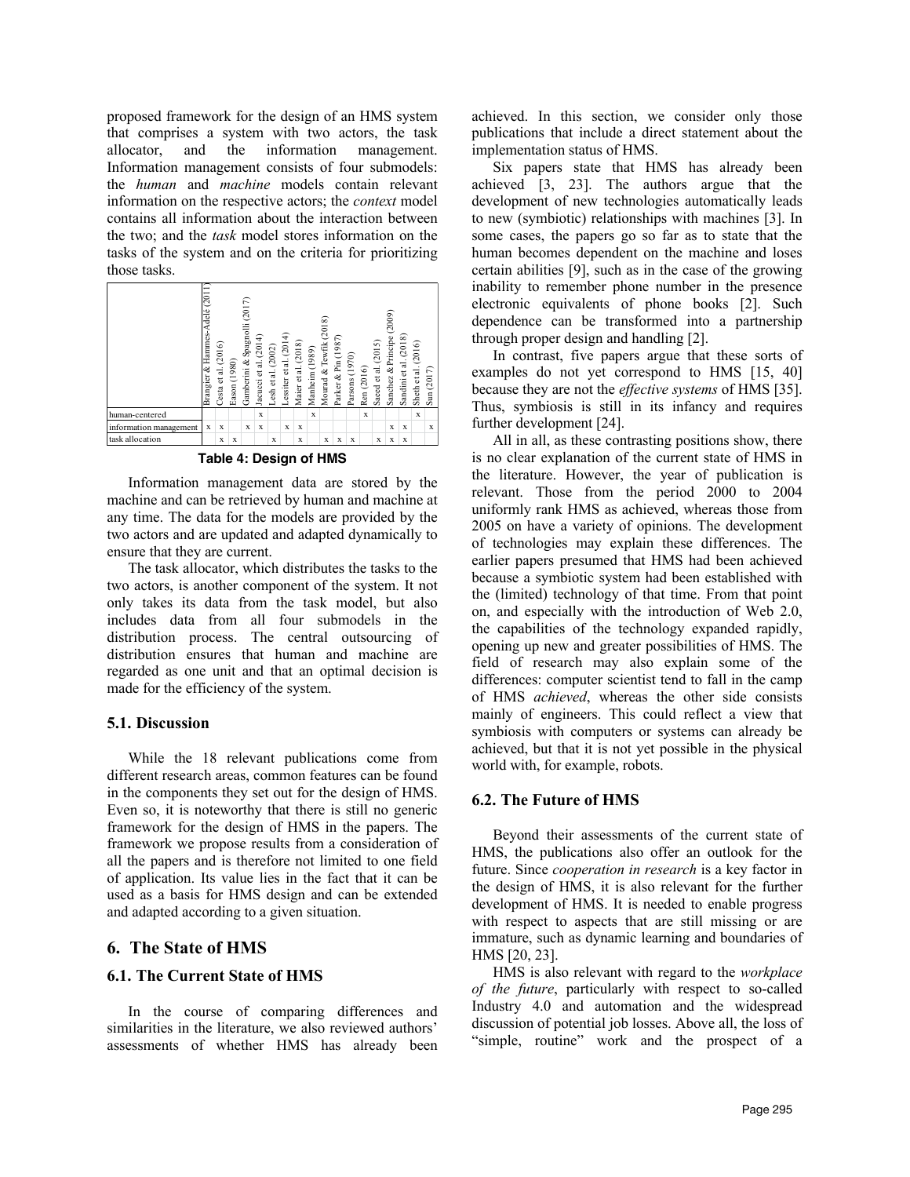proposed framework for the design of an HMS system that comprises a system with two actors, the task allocator, and the information management. Information management consists of four submodels: the *human* and *machine* models contain relevant information on the respective actors; the *context* model contains all information about the interaction between the two; and the *task* model stores information on the tasks of the system and on the criteria for prioritizing those tasks.

| | Brangier & Hammes-Adelé (2011) | Cesta et al. (2016) | Eason (1980) | Gamberini & Spagnolli (2017) | Jacucci et al. (2014) | Lesh et al. (2002) | Lessiter et al. (2014) | Maier et al. (2018) | Manheim (1989) | Mourad & Tewfik (2018) | Parker & Pin (1987) | Parsons (1970) | Ren (2016) | Saeed et al. (2015) | Sanchez & Principe (2009) | Sandini et al. (2018) | Sheth et al. (2016) | Sun (2017) |
|---|---|---|---|---|---|---|---|---|---|---|---|---|---|---|---|---|---|---|
| human-centered | | | | | x | | | | x | | | | x | | | | x | |
| information management | x | x | | x | x | | x | x | | | | | | | x | x | | x |
| task allocation | | x | x | | | x | | x | | x | x | x | | x | x | x | | |

**Table 4: Design of HMS**

Information management data are stored by the machine and can be retrieved by human and machine at any time. The data for the models are provided by the two actors and are updated and adapted dynamically to ensure that they are current.

The task allocator, which distributes the tasks to the two actors, is another component of the system. It not only takes its data from the task model, but also includes data from all four submodels in the distribution process. The central outsourcing of distribution ensures that human and machine are regarded as one unit and that an optimal decision is made for the efficiency of the system.

### 5.1. Discussion

While the 18 relevant publications come from different research areas, common features can be found in the components they set out for the design of HMS. Even so, it is noteworthy that there is still no generic framework for the design of HMS in the papers. The framework we propose results from a consideration of all the papers and is therefore not limited to one field of application. Its value lies in the fact that it can be used as a basis for HMS design and can be extended and adapted according to a given situation.

## 6. The State of HMS

### 6.1. The Current State of HMS

In the course of comparing differences and similarities in the literature, we also reviewed authors' assessments of whether HMS has already been achieved. In this section, we consider only those publications that include a direct statement about the implementation status of HMS.

Six papers state that HMS has already been achieved [3, 23]. The authors argue that the development of new technologies automatically leads to new (symbiotic) relationships with machines [3]. In some cases, the papers go so far as to state that the human becomes dependent on the machine and loses certain abilities [9], such as in the case of the growing inability to remember phone number in the presence electronic equivalents of phone books [2]. Such dependence can be transformed into a partnership through proper design and handling [2].

In contrast, five papers argue that these sorts of examples do not yet correspond to HMS [15, 40] because they are not the *effective systems* of HMS [35]. Thus, symbiosis is still in its infancy and requires further development [24].

All in all, as these contrasting positions show, there is no clear explanation of the current state of HMS in the literature. However, the year of publication is relevant. Those from the period 2000 to 2004 uniformly rank HMS as achieved, whereas those from 2005 on have a variety of opinions. The development of technologies may explain these differences. The earlier papers presumed that HMS had been achieved because a symbiotic system had been established with the (limited) technology of that time. From that point on, and especially with the introduction of Web 2.0, the capabilities of the technology expanded rapidly, opening up new and greater possibilities of HMS. The field of research may also explain some of the differences: computer scientist tend to fall in the camp of HMS *achieved*, whereas the other side consists mainly of engineers. This could reflect a view that symbiosis with computers or systems can already be achieved, but that it is not yet possible in the physical world with, for example, robots.

### 6.2. The Future of HMS

Beyond their assessments of the current state of HMS, the publications also offer an outlook for the future. Since *cooperation in research* is a key factor in the design of HMS, it is also relevant for the further development of HMS. It is needed to enable progress with respect to aspects that are still missing or are immature, such as dynamic learning and boundaries of HMS [20, 23].

HMS is also relevant with regard to the *workplace of the future*, particularly with respect to so-called Industry 4.0 and automation and the widespread discussion of potential job losses. Above all, the loss of "simple, routine" work and the prospect of a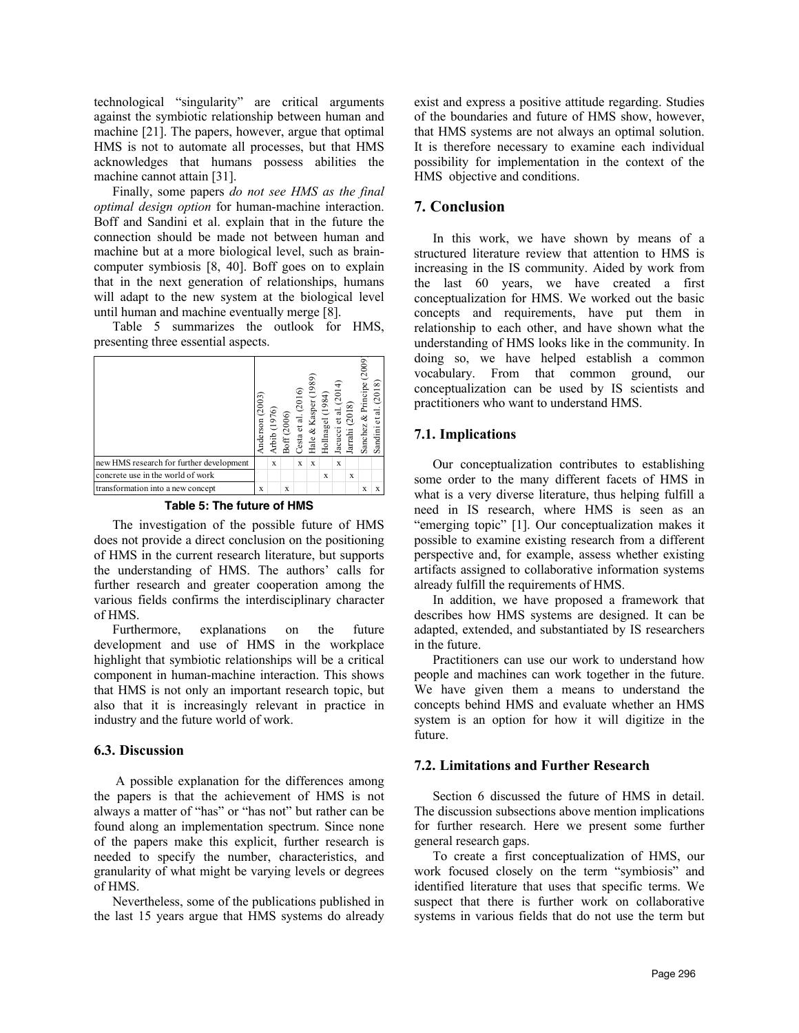technological “singularity” are critical arguments against the symbiotic relationship between human and machine [21]. The papers, however, argue that optimal HMS is not to automate all processes, but that HMS acknowledges that humans possess abilities the machine cannot attain [31].

Finally, some papers *do not see HMS as the final optimal design option* for human-machine interaction. Boff and Sandini et al. explain that in the future the connection should be made not between human and machine but at a more biological level, such as brain-computer symbiosis [8, 40]. Boff goes on to explain that in the next generation of relationships, humans will adapt to the new system at the biological level until human and machine eventually merge [8].

Table 5 summarizes the outlook for HMS, presenting three essential aspects.

| | Anderson (2003) | Arbib (1976) | Boff (2006) | Cesta et al. (2016) | Hale & Kasper (1989) | Hollnagel (1984) | Jacucci et al. (2014) | Jarrahi (2018) | Sanchez & Principe (2009) | Sandini et al. (2018) |
|---|---|---|---|---|---|---|---|---|---|---|
| new HMS research for further development | | x | | x | x | | x | | | |
| concrete use in the world of work | | | | | | x | | x | | |
| transformation into a new concept | x | | x | | | | | | x | x |

**Table 5: The future of HMS**

The investigation of the possible future of HMS does not provide a direct conclusion on the positioning of HMS in the current research literature, but supports the understanding of HMS. The authors’ calls for further research and greater cooperation among the various fields confirms the interdisciplinary character of HMS.

Furthermore, explanations on the future development and use of HMS in the workplace highlight that symbiotic relationships will be a critical component in human-machine interaction. This shows that HMS is not only an important research topic, but also that it is increasingly relevant in practice in industry and the future world of work.

### 6.3. Discussion

A possible explanation for the differences among the papers is that the achievement of HMS is not always a matter of “has” or “has not” but rather can be found along an implementation spectrum. Since none of the papers make this explicit, further research is needed to specify the number, characteristics, and granularity of what might be varying levels or degrees of HMS.

Nevertheless, some of the publications published in the last 15 years argue that HMS systems do already exist and express a positive attitude regarding. Studies of the boundaries and future of HMS show, however, that HMS systems are not always an optimal solution. It is therefore necessary to examine each individual possibility for implementation in the context of the HMS objective and conditions.

## 7. Conclusion

In this work, we have shown by means of a structured literature review that attention to HMS is increasing in the IS community. Aided by work from the last 60 years, we have created a first conceptualization for HMS. We worked out the basic concepts and requirements, have put them in relationship to each other, and have shown what the understanding of HMS looks like in the community. In doing so, we have helped establish a common vocabulary. From that common ground, our conceptualization can be used by IS scientists and practitioners who want to understand HMS.

### 7.1. Implications

Our conceptualization contributes to establishing some order to the many different facets of HMS in what is a very diverse literature, thus helping fulfill a need in IS research, where HMS is seen as an “emerging topic” [1]. Our conceptualization makes it possible to examine existing research from a different perspective and, for example, assess whether existing artifacts assigned to collaborative information systems already fulfill the requirements of HMS.

In addition, we have proposed a framework that describes how HMS systems are designed. It can be adapted, extended, and substantiated by IS researchers in the future.

Practitioners can use our work to understand how people and machines can work together in the future. We have given them a means to understand the concepts behind HMS and evaluate whether an HMS system is an option for how it will digitize in the future.

### 7.2. Limitations and Further Research

Section 6 discussed the future of HMS in detail. The discussion subsections above mention implications for further research. Here we present some further general research gaps.

To create a first conceptualization of HMS, our work focused closely on the term “symbiosis” and identified literature that uses that specific terms. We suspect that there is further work on collaborative systems in various fields that do not use the term but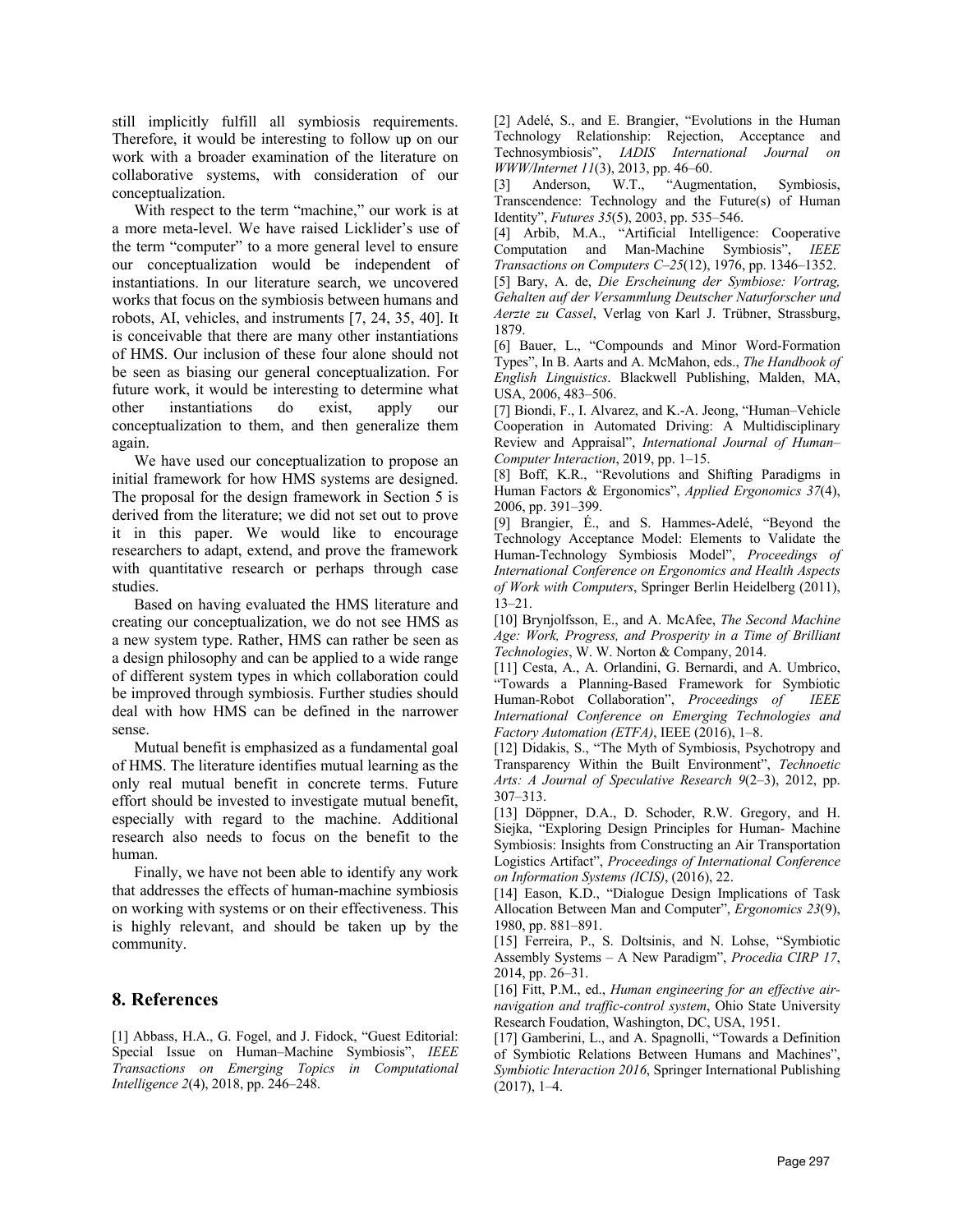still implicitly fulfill all symbiosis requirements. Therefore, it would be interesting to follow up on our work with a broader examination of the literature on collaborative systems, with consideration of our conceptualization.

With respect to the term "machine," our work is at a more meta-level. We have raised Licklider's use of the term "computer" to a more general level to ensure our conceptualization would be independent of instantiations. In our literature search, we uncovered works that focus on the symbiosis between humans and robots, AI, vehicles, and instruments [7, 24, 35, 40]. It is conceivable that there are many other instantiations of HMS. Our inclusion of these four alone should not be seen as biasing our general conceptualization. For future work, it would be interesting to determine what other instantiations do exist, apply our conceptualization to them, and then generalize them again.

We have used our conceptualization to propose an initial framework for how HMS systems are designed. The proposal for the design framework in Section 5 is derived from the literature; we did not set out to prove it in this paper. We would like to encourage researchers to adapt, extend, and prove the framework with quantitative research or perhaps through case studies.

Based on having evaluated the HMS literature and creating our conceptualization, we do not see HMS as a new system type. Rather, HMS can rather be seen as a design philosophy and can be applied to a wide range of different system types in which collaboration could be improved through symbiosis. Further studies should deal with how HMS can be defined in the narrower sense.

Mutual benefit is emphasized as a fundamental goal of HMS. The literature identifies mutual learning as the only real mutual benefit in concrete terms. Future effort should be invested to investigate mutual benefit, especially with regard to the machine. Additional research also needs to focus on the benefit to the human.

Finally, we have not been able to identify any work that addresses the effects of human-machine symbiosis on working with systems or on their effectiveness. This is highly relevant, and should be taken up by the community.

## 8. References

[1] Abbass, H.A., G. Fogel, and J. Fidock, "Guest Editorial: Special Issue on Human–Machine Symbiosis", *IEEE Transactions on Emerging Topics in Computational Intelligence 2*(4), 2018, pp. 246–248.

[2] Adelé, S., and E. Brangier, "Evolutions in the Human Technology Relationship: Rejection, Acceptance and Technosymbiosis", *IADIS International Journal on WWW/Internet 11*(3), 2013, pp. 46–60.

[3] Anderson, W.T., "Augmentation, Symbiosis, Transcendence: Technology and the Future(s) of Human Identity", *Futures 35*(5), 2003, pp. 535–546.

[4] Arbib, M.A., "Artificial Intelligence: Cooperative Computation and Man-Machine Symbiosis", *IEEE Transactions on Computers C–25*(12), 1976, pp. 1346–1352.

[5] Bary, A. de, *Die Erscheinung der Symbiose: Vortrag, Gehalten auf der Versammlung Deutscher Naturforscher und Aerzte zu Cassel*, Verlag von Karl J. Trübner, Strassburg, 1879.

[6] Bauer, L., "Compounds and Minor Word-Formation Types", In B. Aarts and A. McMahon, eds., *The Handbook of English Linguistics*. Blackwell Publishing, Malden, MA, USA, 2006, 483–506.

[7] Biondi, F., I. Alvarez, and K.-A. Jeong, "Human–Vehicle Cooperation in Automated Driving: A Multidisciplinary Review and Appraisal", *International Journal of Human–Computer Interaction*, 2019, pp. 1–15.

[8] Boff, K.R., "Revolutions and Shifting Paradigms in Human Factors & Ergonomics", *Applied Ergonomics 37*(4), 2006, pp. 391–399.

[9] Brangier, É., and S. Hammes-Adelé, "Beyond the Technology Acceptance Model: Elements to Validate the Human-Technology Symbiosis Model", *Proceedings of International Conference on Ergonomics and Health Aspects of Work with Computers*, Springer Berlin Heidelberg (2011), 13–21.

[10] Brynjolfsson, E., and A. McAfee, *The Second Machine Age: Work, Progress, and Prosperity in a Time of Brilliant Technologies*, W. W. Norton & Company, 2014.

[11] Cesta, A., A. Orlandini, G. Bernardi, and A. Umbrico, "Towards a Planning-Based Framework for Symbiotic Human-Robot Collaboration", *Proceedings of IEEE International Conference on Emerging Technologies and Factory Automation (ETFA)*, IEEE (2016), 1–8.

[12] Didakis, S., "The Myth of Symbiosis, Psychotropy and Transparency Within the Built Environment", *Technoetic Arts: A Journal of Speculative Research 9*(2–3), 2012, pp. 307–313.

[13] Döppner, D.A., D. Schoder, R.W. Gregory, and H. Siejka, "Exploring Design Principles for Human- Machine Symbiosis: Insights from Constructing an Air Transportation Logistics Artifact", *Proceedings of International Conference on Information Systems (ICIS)*, (2016), 22.

[14] Eason, K.D., "Dialogue Design Implications of Task Allocation Between Man and Computer", *Ergonomics 23*(9), 1980, pp. 881–891.

[15] Ferreira, P., S. Doltsinis, and N. Lohse, "Symbiotic Assembly Systems – A New Paradigm", *Procedia CIRP 17*, 2014, pp. 26–31.

[16] Fitt, P.M., ed., *Human engineering for an effective air-navigation and traffic-control system*, Ohio State University Research Foudation, Washington, DC, USA, 1951.

[17] Gamberini, L., and A. Spagnolli, "Towards a Definition of Symbiotic Relations Between Humans and Machines", *Symbiotic Interaction 2016*, Springer International Publishing (2017), 1–4.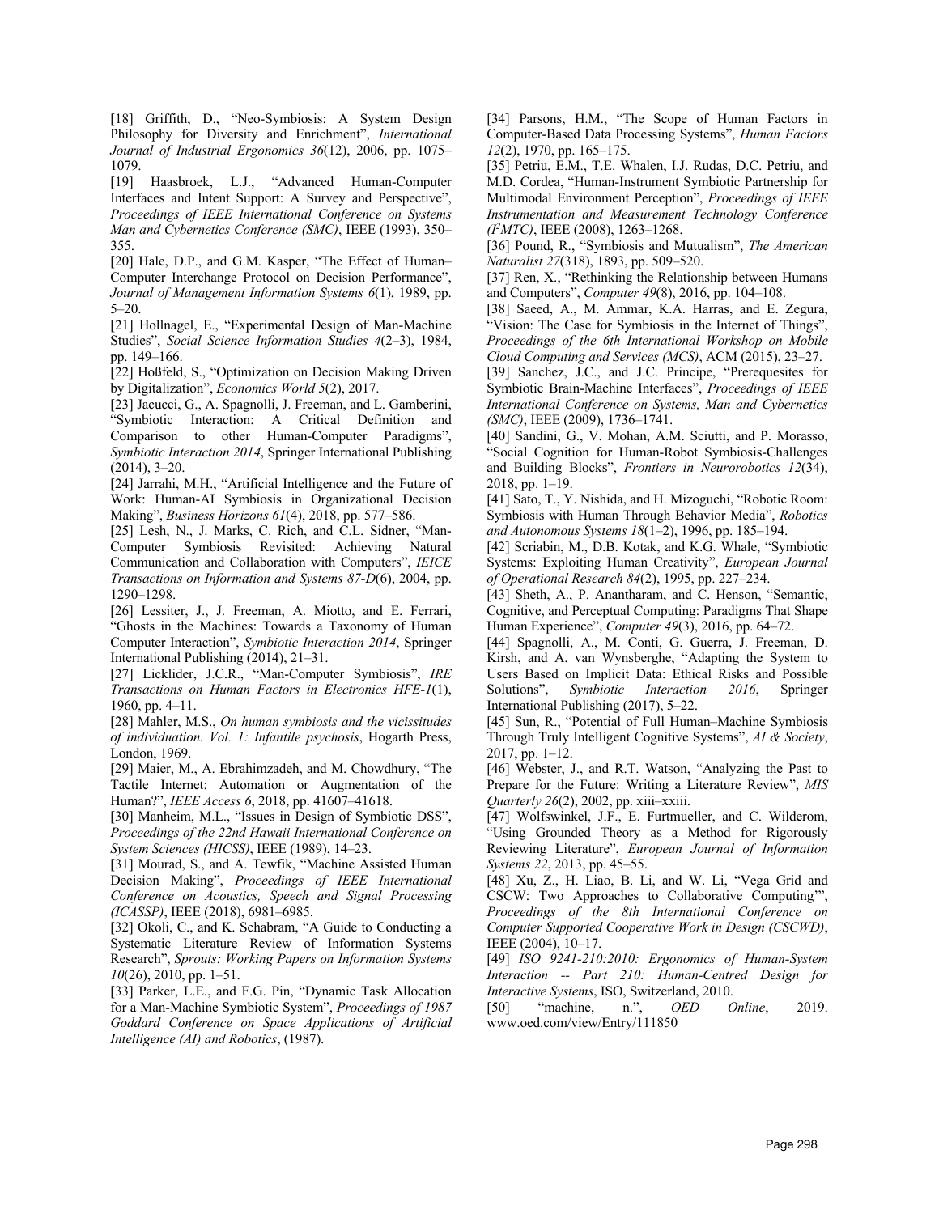[18] Griffith, D., "Neo-Symbiosis: A System Design Philosophy for Diversity and Enrichment", *International Journal of Industrial Ergonomics 36*(12), 2006, pp. 1075–1079.

[19] Haasbroek, L.J., "Advanced Human-Computer Interfaces and Intent Support: A Survey and Perspective", *Proceedings of IEEE International Conference on Systems Man and Cybernetics Conference (SMC)*, IEEE (1993), 350–355.

[20] Hale, D.P., and G.M. Kasper, "The Effect of Human–Computer Interchange Protocol on Decision Performance", *Journal of Management Information Systems 6*(1), 1989, pp. 5–20.

[21] Hollnagel, E., "Experimental Design of Man-Machine Studies", *Social Science Information Studies 4*(2–3), 1984, pp. 149–166.

[22] Hoßfeld, S., "Optimization on Decision Making Driven by Digitalization", *Economics World 5*(2), 2017.

[23] Jacucci, G., A. Spagnolli, J. Freeman, and L. Gamberini, "Symbiotic Interaction: A Critical Definition and Comparison to other Human-Computer Paradigms", *Symbiotic Interaction 2014*, Springer International Publishing (2014), 3–20.

[24] Jarrahi, M.H., "Artificial Intelligence and the Future of Work: Human-AI Symbiosis in Organizational Decision Making", *Business Horizons 61*(4), 2018, pp. 577–586.

[25] Lesh, N., J. Marks, C. Rich, and C.L. Sidner, "Man-Computer Symbiosis Revisited: Achieving Natural Communication and Collaboration with Computers", *IEICE Transactions on Information and Systems 87-D*(6), 2004, pp. 1290–1298.

[26] Lessiter, J., J. Freeman, A. Miotto, and E. Ferrari, "Ghosts in the Machines: Towards a Taxonomy of Human Computer Interaction", *Symbiotic Interaction 2014*, Springer International Publishing (2014), 21–31.

[27] Licklider, J.C.R., "Man-Computer Symbiosis", *IRE Transactions on Human Factors in Electronics HFE-1*(1), 1960, pp. 4–11.

[28] Mahler, M.S., *On human symbiosis and the vicissitudes of individuation. Vol. 1: Infantile psychosis*, Hogarth Press, London, 1969.

[29] Maier, M., A. Ebrahimzadeh, and M. Chowdhury, "The Tactile Internet: Automation or Augmentation of the Human?", *IEEE Access 6*, 2018, pp. 41607–41618.

[30] Manheim, M.L., "Issues in Design of Symbiotic DSS", *Proceedings of the 22nd Hawaii International Conference on System Sciences (HICSS)*, IEEE (1989), 14–23.

[31] Mourad, S., and A. Tewfik, "Machine Assisted Human Decision Making", *Proceedings of IEEE International Conference on Acoustics, Speech and Signal Processing (ICASSP)*, IEEE (2018), 6981–6985.

[32] Okoli, C., and K. Schabram, "A Guide to Conducting a Systematic Literature Review of Information Systems Research", *Sprouts: Working Papers on Information Systems 10*(26), 2010, pp. 1–51.

[33] Parker, L.E., and F.G. Pin, "Dynamic Task Allocation for a Man-Machine Symbiotic System", *Proceedings of 1987 Goddard Conference on Space Applications of Artificial Intelligence (AI) and Robotics*, (1987).

[34] Parsons, H.M., "The Scope of Human Factors in Computer-Based Data Processing Systems", *Human Factors 12*(2), 1970, pp. 165–175.

[35] Petriu, E.M., T.E. Whalen, I.J. Rudas, D.C. Petriu, and M.D. Cordea, "Human-Instrument Symbiotic Partnership for Multimodal Environment Perception", *Proceedings of IEEE Instrumentation and Measurement Technology Conference ($I^2MTC$)*, IEEE (2008), 1263–1268.

[36] Pound, R., "Symbiosis and Mutualism", *The American Naturalist 27*(318), 1893, pp. 509–520.

[37] Ren, X., "Rethinking the Relationship between Humans and Computers", *Computer 49*(8), 2016, pp. 104–108.

[38] Saeed, A., M. Ammar, K.A. Harras, and E. Zegura, "Vision: The Case for Symbiosis in the Internet of Things", *Proceedings of the 6th International Workshop on Mobile Cloud Computing and Services (MCS)*, ACM (2015), 23–27.

[39] Sanchez, J.C., and J.C. Principe, "Prerequesites for Symbiotic Brain-Machine Interfaces", *Proceedings of IEEE International Conference on Systems, Man and Cybernetics (SMC)*, IEEE (2009), 1736–1741.

[40] Sandini, G., V. Mohan, A.M. Sciutti, and P. Morasso, "Social Cognition for Human-Robot Symbiosis-Challenges and Building Blocks", *Frontiers in Neurorobotics 12*(34), 2018, pp. 1–19.

[41] Sato, T., Y. Nishida, and H. Mizoguchi, "Robotic Room: Symbiosis with Human Through Behavior Media", *Robotics and Autonomous Systems 18*(1–2), 1996, pp. 185–194.

[42] Scriabin, M., D.B. Kotak, and K.G. Whale, "Symbiotic Systems: Exploiting Human Creativity", *European Journal of Operational Research 84*(2), 1995, pp. 227–234.

[43] Sheth, A., P. Anantharam, and C. Henson, "Semantic, Cognitive, and Perceptual Computing: Paradigms That Shape Human Experience", *Computer 49*(3), 2016, pp. 64–72.

[44] Spagnolli, A., M. Conti, G. Guerra, J. Freeman, D. Kirsh, and A. van Wynsberghe, "Adapting the System to Users Based on Implicit Data: Ethical Risks and Possible Solutions", *Symbiotic Interaction 2016*, Springer International Publishing (2017), 5–22.

[45] Sun, R., "Potential of Full Human–Machine Symbiosis Through Truly Intelligent Cognitive Systems", *AI & Society*, 2017, pp. 1–12.

[46] Webster, J., and R.T. Watson, "Analyzing the Past to Prepare for the Future: Writing a Literature Review", *MIS Quarterly 26*(2), 2002, pp. xiii–xxiii.

[47] Wolfswinkel, J.F., E. Furtmueller, and C. Wilderom, "Using Grounded Theory as a Method for Rigorously Reviewing Literature", *European Journal of Information Systems 22*, 2013, pp. 45–55.

[48] Xu, Z., H. Liao, B. Li, and W. Li, "Vega Grid and CSCW: Two Approaches to Collaborative Computing"', *Proceedings of the 8th International Conference on Computer Supported Cooperative Work in Design (CSCWD)*, IEEE (2004), 10–17.

[49] *ISO 9241-210:2010: Ergonomics of Human-System Interaction -- Part 210: Human-Centred Design for Interactive Systems*, ISO, Switzerland, 2010.

[50] "machine, n.", *OED Online*, 2019. www.oed.com/view/Entry/111850